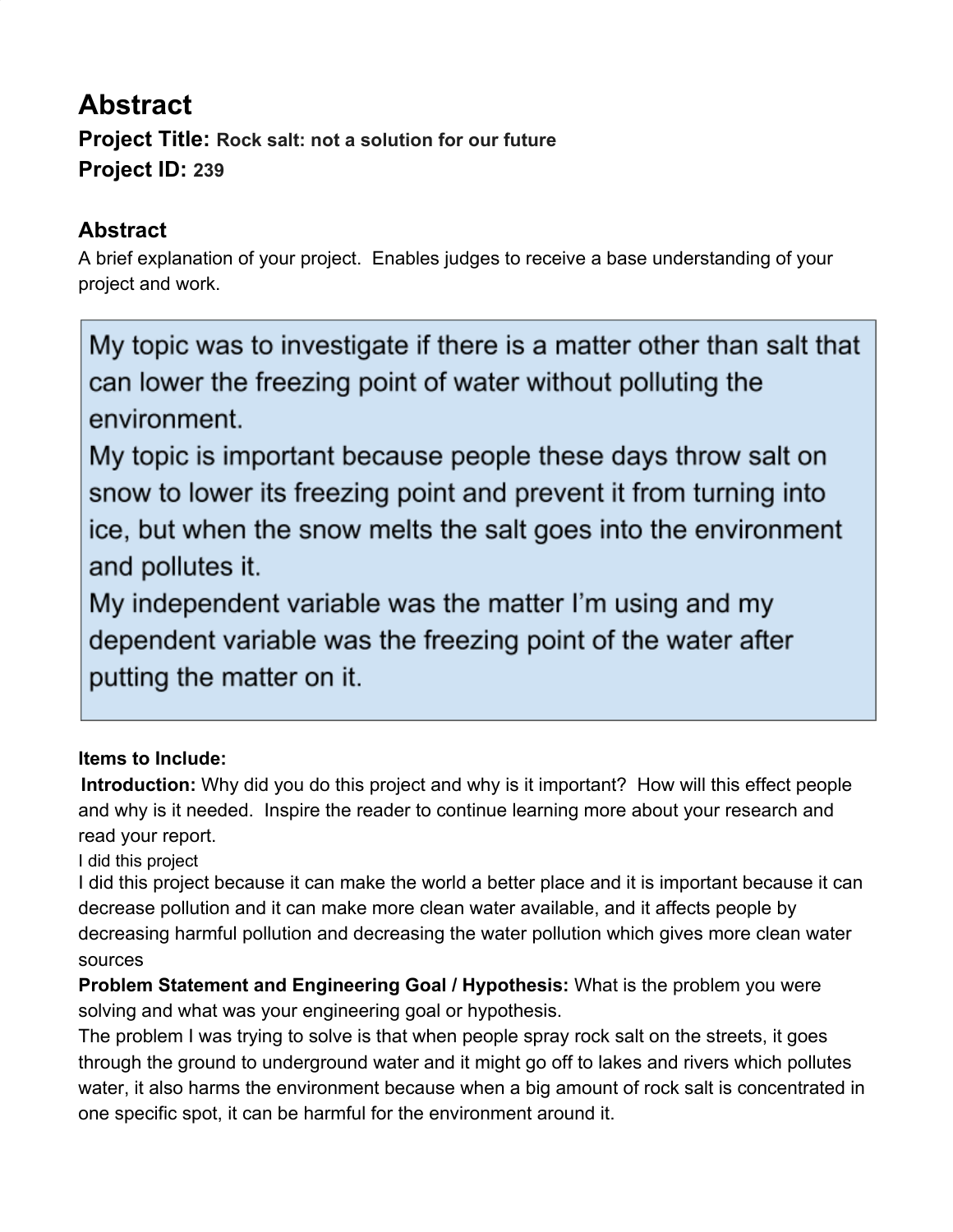# Abstract

**Project Title:** **Rock salt: not a solution for our future**

**Project ID:** **239**

## Abstract

A brief explanation of your project. Enables judges to receive a base understanding of your project and work.

> My topic was to investigate if there is a matter other than salt that can lower the freezing point of water without polluting the environment.
> My topic is important because people these days throw salt on snow to lower its freezing point and prevent it from turning into ice, but when the snow melts the salt goes into the environment and pollutes it.
> My independent variable was the matter I'm using and my dependent variable was the freezing point of the water after putting the matter on it.

**Items to Include:**

**Introduction:** Why did you do this project and why is it important? How will this effect people and why is it needed. Inspire the reader to continue learning more about your research and read your report.

I did this project

I did this project because it can make the world a better place and it is important because it can decrease pollution and it can make more clean water available, and it affects people by decreasing harmful pollution and decreasing the water pollution which gives more clean water sources

**Problem Statement and Engineering Goal / Hypothesis:** What is the problem you were solving and what was your engineering goal or hypothesis.

The problem I was trying to solve is that when people spray rock salt on the streets, it goes through the ground to underground water and it might go off to lakes and rivers which pollutes water, it also harms the environment because when a big amount of rock salt is concentrated in one specific spot, it can be harmful for the environment around it.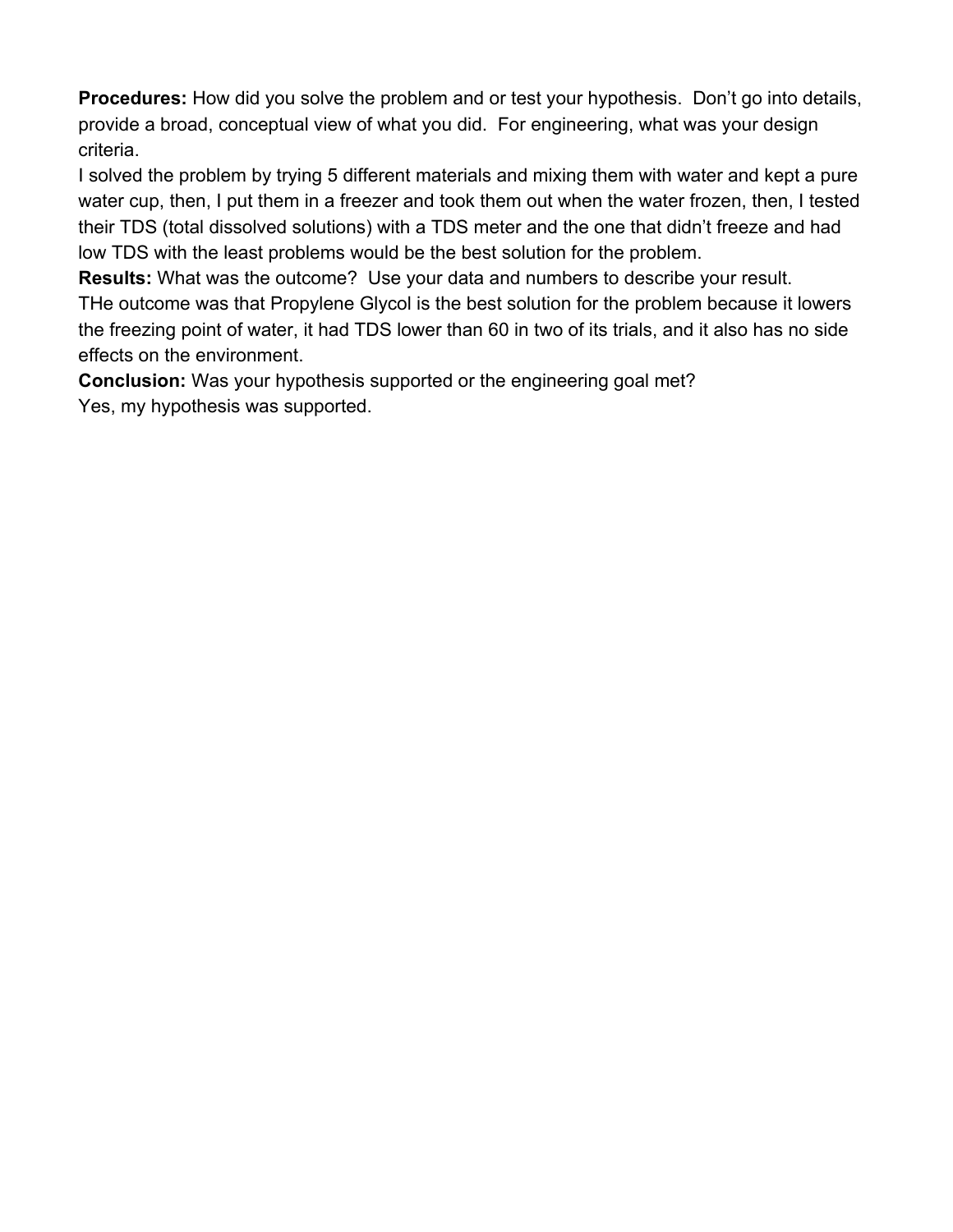**Procedures:** How did you solve the problem and or test your hypothesis. Don't go into details, provide a broad, conceptual view of what you did. For engineering, what was your design criteria.

I solved the problem by trying 5 different materials and mixing them with water and kept a pure water cup, then, I put them in a freezer and took them out when the water frozen, then, I tested their TDS (total dissolved solutions) with a TDS meter and the one that didn't freeze and had low TDS with the least problems would be the best solution for the problem.

**Results:** What was the outcome? Use your data and numbers to describe your result.

THe outcome was that Propylene Glycol is the best solution for the problem because it lowers the freezing point of water, it had TDS lower than 60 in two of its trials, and it also has no side effects on the environment.

**Conclusion:** Was your hypothesis supported or the engineering goal met?

Yes, my hypothesis was supported.